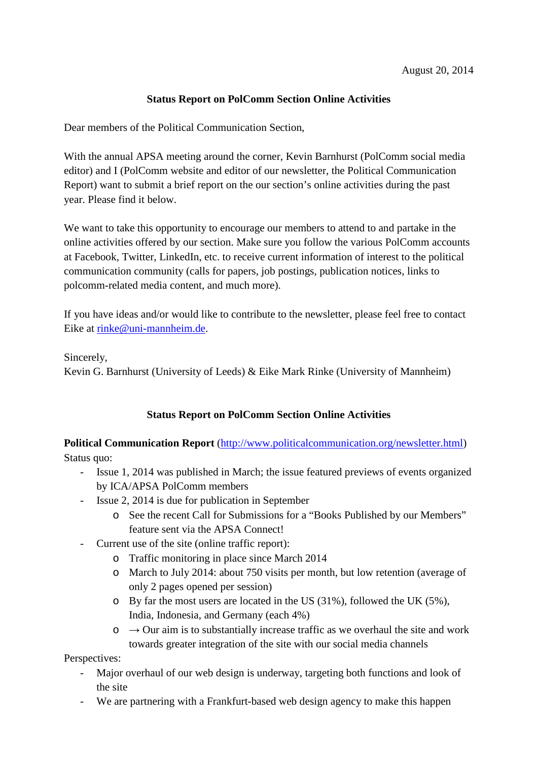August 20, 2014

**Status Report on PolComm Section Online Activities**

Dear members of the Political Communication Section,

With the annual APSA meeting around the corner, Kevin Barnhurst (PolComm social media editor) and I (PolComm website and editor of our newsletter, the Political Communication Report) want to submit a brief report on the our section's online activities during the past year. Please find it below.

We want to take this opportunity to encourage our members to attend to and partake in the online activities offered by our section. Make sure you follow the various PolComm accounts at Facebook, Twitter, LinkedIn, etc. to receive current information of interest to the political communication community (calls for papers, job postings, publication notices, links to polcomm-related media content, and much more).

If you have ideas and/or would like to contribute to the newsletter, please feel free to contact Eike at rinke@uni-mannheim.de.

Sincerely,
Kevin G. Barnhurst (University of Leeds) & Eike Mark Rinke (University of Mannheim)

**Status Report on PolComm Section Online Activities**

**Political Communication Report** (http://www.politicalcommunication.org/newsletter.html)
Status quo:

- Issue 1, 2014 was published in March; the issue featured previews of events organized by ICA/APSA PolComm members
- Issue 2, 2014 is due for publication in September
  - See the recent Call for Submissions for a "Books Published by our Members" feature sent via the APSA Connect!
- Current use of the site (online traffic report):
  - Traffic monitoring in place since March 2014
  - March to July 2014: about 750 visits per month, but low retention (average of only 2 pages opened per session)
  - By far the most users are located in the US (31%), followed the UK (5%), India, Indonesia, and Germany (each 4%)
  - → Our aim is to substantially increase traffic as we overhaul the site and work towards greater integration of the site with our social media channels

Perspectives:

- Major overhaul of our web design is underway, targeting both functions and look of the site
- We are partnering with a Frankfurt-based web design agency to make this happen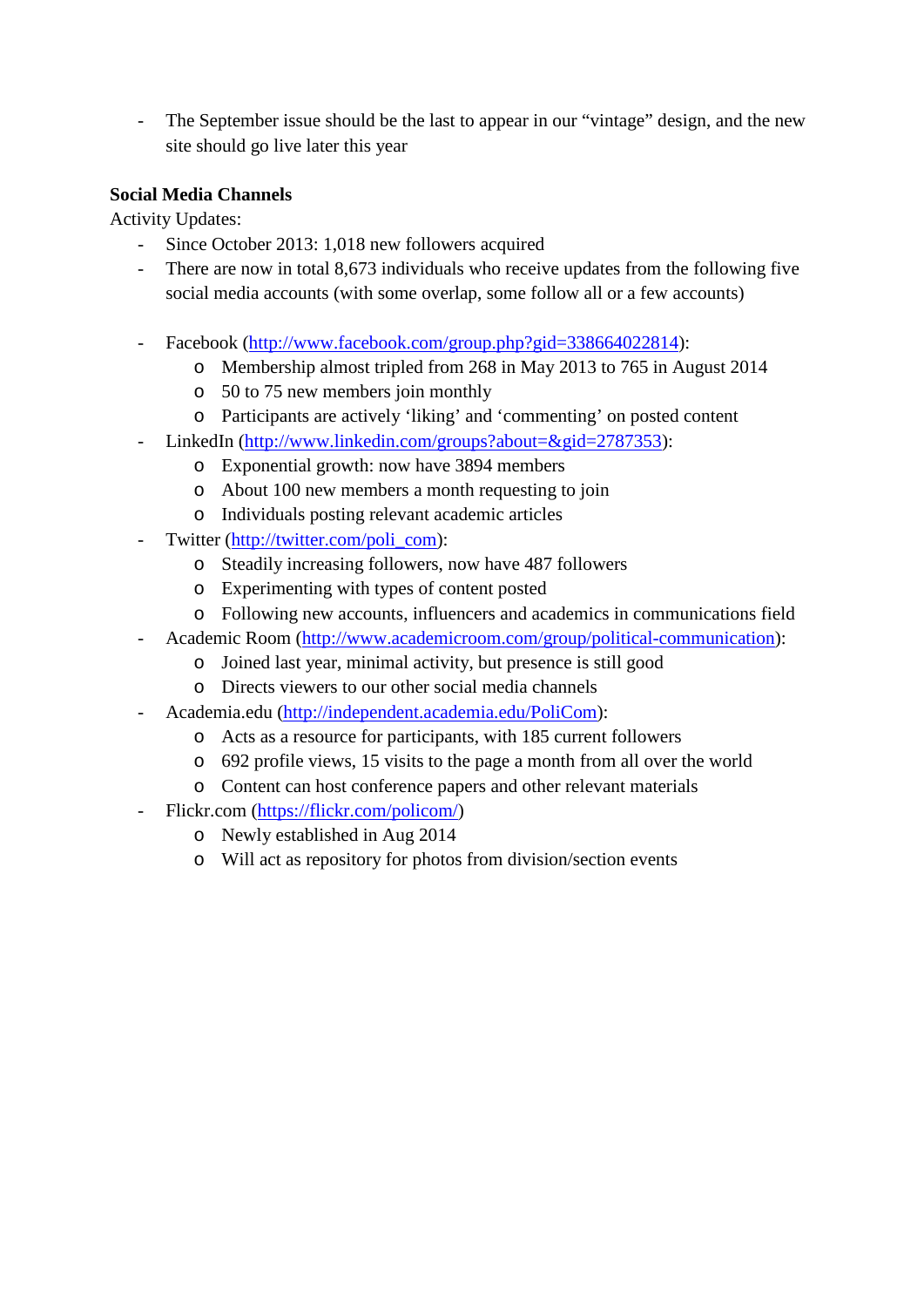- The September issue should be the last to appear in our "vintage" design, and the new site should go live later this year

**Social Media Channels**

Activity Updates:

- Since October 2013: 1,018 new followers acquired
- There are now in total 8,673 individuals who receive updates from the following five social media accounts (with some overlap, some follow all or a few accounts)

- Facebook (http://www.facebook.com/group.php?gid=338664022814):
  - Membership almost tripled from 268 in May 2013 to 765 in August 2014
  - 50 to 75 new members join monthly
  - Participants are actively 'liking' and 'commenting' on posted content
- LinkedIn (http://www.linkedin.com/groups?about=&gid=2787353):
  - Exponential growth: now have 3894 members
  - About 100 new members a month requesting to join
  - Individuals posting relevant academic articles
- Twitter (http://twitter.com/poli_com):
  - Steadily increasing followers, now have 487 followers
  - Experimenting with types of content posted
  - Following new accounts, influencers and academics in communications field
- Academic Room (http://www.academicroom.com/group/political-communication):
  - Joined last year, minimal activity, but presence is still good
  - Directs viewers to our other social media channels
- Academia.edu (http://independent.academia.edu/PoliCom):
  - Acts as a resource for participants, with 185 current followers
  - 692 profile views, 15 visits to the page a month from all over the world
  - Content can host conference papers and other relevant materials
- Flickr.com (https://flickr.com/policom/)
  - Newly established in Aug 2014
  - Will act as repository for photos from division/section events